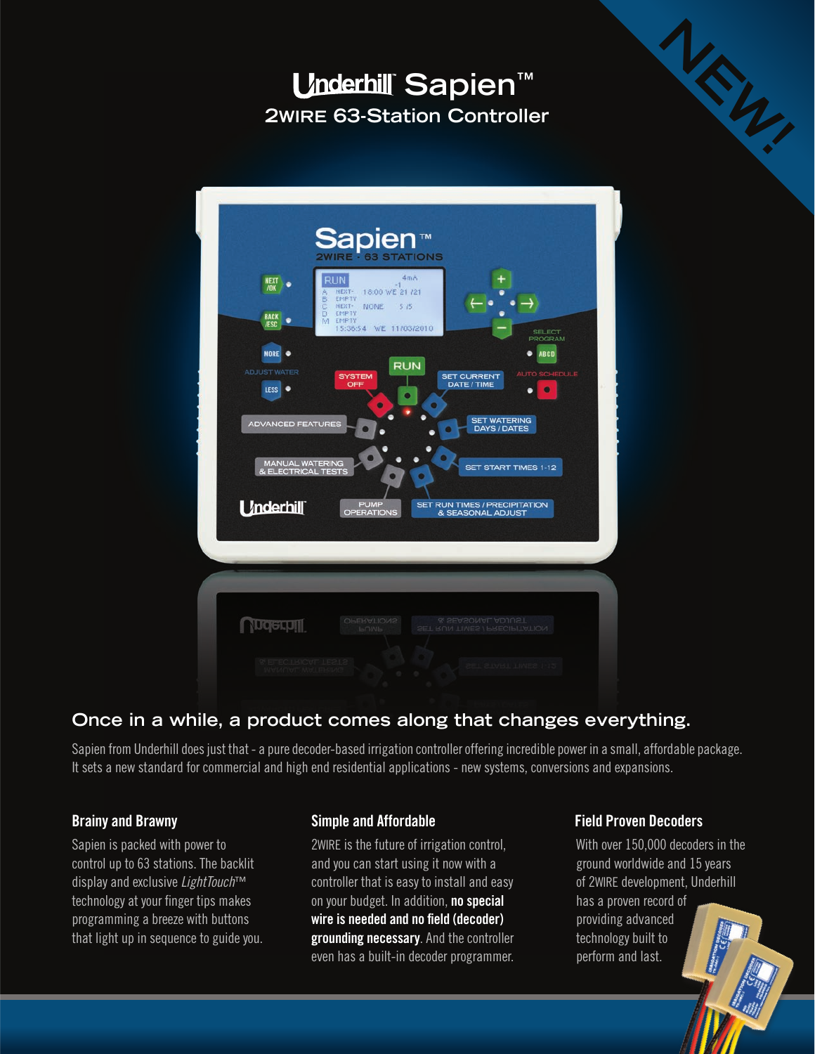NEW!

# Underhill Sapien™

## 2WIRE 63-Station Controller

### Once in a while, a product comes along that changes everything.

Sapien from Underhill does just that - a pure decoder-based irrigation controller offering incredible power in a small, affordable package. It sets a new standard for commercial and high end residential applications - new systems, conversions and expansions.

#### Brainy and Brawny

Sapien is packed with power to control up to 63 stations. The backlit display and exclusive *LightTouch*™ technology at your finger tips makes programming a breeze with buttons that light up in sequence to guide you.

#### Simple and Affordable

2WIRE is the future of irrigation control, and you can start using it now with a controller that is easy to install and easy on your budget. In addition, **no special wire is needed and no field (decoder) grounding necessary**. And the controller even has a built-in decoder programmer.

#### Field Proven Decoders

With over 150,000 decoders in the ground worldwide and 15 years of 2WIRE development, Underhill has a proven record of providing advanced technology built to perform and last.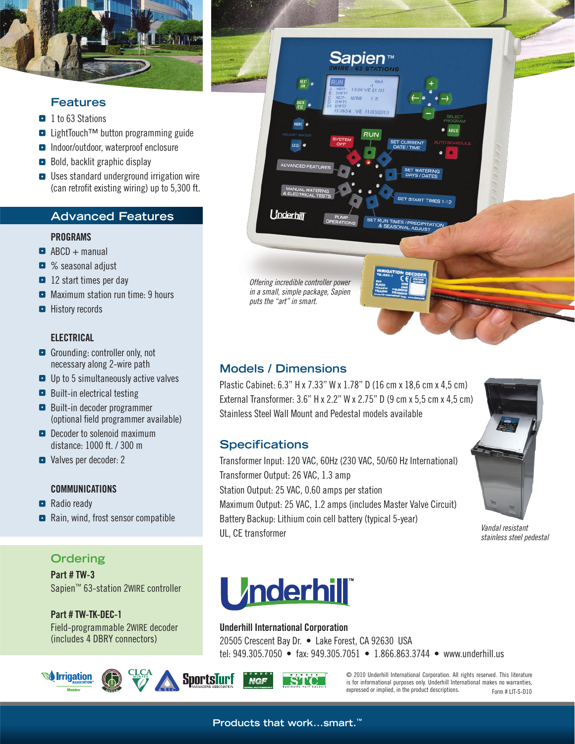## Features

- 1 to 63 Stations
- LightTouch™ button programming guide
- Indoor/outdoor, waterproof enclosure
- Bold, backlit graphic display
- Uses standard underground irrigation wire (can retrofit existing wiring) up to 5,300 ft.

## Advanced Features

### PROGRAMS

- ABCD + manual
- % seasonal adjust
- 12 start times per day
- Maximum station run time: 9 hours
- History records

### ELECTRICAL

- Grounding: controller only, not necessary along 2-wire path
- Up to 5 simultaneously active valves
- Built-in electrical testing
- Built-in decoder programmer (optional field programmer available)
- Decoder to solenoid maximum distance: 1000 ft. / 300 m
- Valves per decoder: 2

### COMMUNICATIONS

- Radio ready
- Rain, wind, frost sensor compatible

## Ordering

**Part # TW-3**
Sapien™ 63-station 2WIRE controller

**Part # TW-TK-DEC-1**
Field-programmable 2WIRE decoder (includes 4 DBRY connectors)

*Offering incredible controller power in a small, simple package, Sapien puts the "art" in smart.*

## Models / Dimensions

Plastic Cabinet: 6.3" H x 7.33" W x 1.78" D (16 cm x 18,6 cm x 4,5 cm)
External Transformer: 3.6" H x 2.2" W x 2.75" D (9 cm x 5,5 cm x 4,5 cm)
Stainless Steel Wall Mount and Pedestal models available

## Specifications

Transformer Input: 120 VAC, 60Hz (230 VAC, 50/60 Hz International)
Transformer Output: 26 VAC, 1.3 amp
Station Output: 25 VAC, 0.60 amps per station
Maximum Output: 25 VAC, 1.2 amps (includes Master Valve Circuit)
Battery Backup: Lithium coin cell battery (typical 5-year)
UL, CE transformer

*Vandal resistant stainless steel pedestal*

**Underhill International Corporation**
20505 Crescent Bay Dr. • Lake Forest, CA 92630 USA
tel: 949.305.7050 • fax: 949.305.7051 • 1.866.863.3744 • www.underhill.us

© 2010 Underhill International Corporation. All rights reserved. This literature is for informational purposes only. Underhill International makes no warranties, expressed or implied, in the product descriptions.

Form # LIT-S-D10

Products that work...smart.™